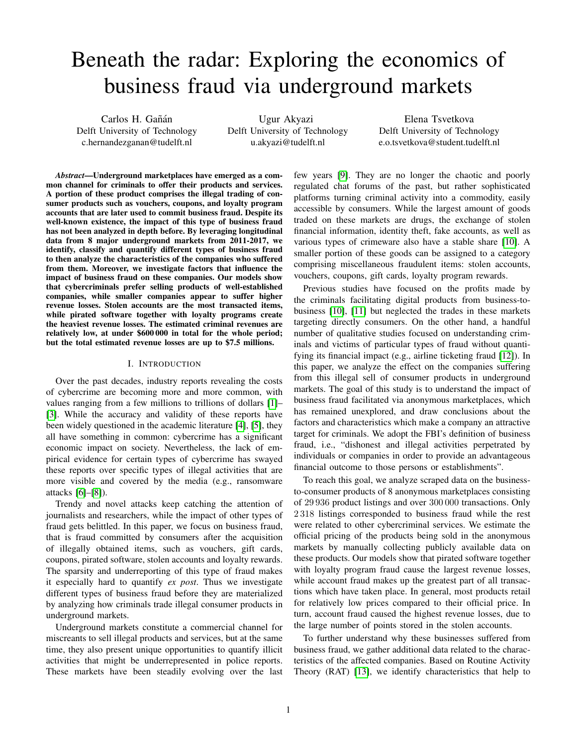# Beneath the radar: Exploring the economics of business fraud via underground markets

Carlos H. Gañán
Delft University of Technology
c.hernandezganan@tudelft.nl

Ugur Akyazi
Delft University of Technology
u.akyazi@tudelft.nl

Elena Tsvetkova
Delft University of Technology
e.o.tsvetkova@student.tudelft.nl

***Abstract*—Underground marketplaces have emerged as a common channel for criminals to offer their products and services. A portion of these product comprises the illegal trading of consumer products such as vouchers, coupons, and loyalty program accounts that are later used to commit business fraud. Despite its well-known existence, the impact of this type of business fraud has not been analyzed in depth before. By leveraging longitudinal data from 8 major underground markets from 2011-2017, we identify, classify and quantify different types of business fraud to then analyze the characteristics of the companies who suffered from them. Moreover, we investigate factors that influence the impact of business fraud on these companies. Our models show that cybercriminals prefer selling products of well-established companies, while smaller companies appear to suffer higher revenue losses. Stolen accounts are the most transacted items, while pirated software together with loyalty programs create the heaviest revenue losses. The estimated criminal revenues are relatively low, at under $600 000 in total for the whole period; but the total estimated revenue losses are up to $7.5 millions.**

## I. INTRODUCTION

Over the past decades, industry reports revealing the costs of cybercrime are becoming more and more common, with values ranging from a few millions to trillions of dollars [1]–[3]. While the accuracy and validity of these reports have been widely questioned in the academic literature [4], [5], they all have something in common: cybercrime has a significant economic impact on society. Nevertheless, the lack of empirical evidence for certain types of cybercrime has swayed these reports over specific types of illegal activities that are more visible and covered by the media (e.g., ransomware attacks [6]–[8]).

Trendy and novel attacks keep catching the attention of journalists and researchers, while the impact of other types of fraud gets belittled. In this paper, we focus on business fraud, that is fraud committed by consumers after the acquisition of illegally obtained items, such as vouchers, gift cards, coupons, pirated software, stolen accounts and loyalty rewards. The sparsity and underreporting of this type of fraud makes it especially hard to quantify *ex post*. Thus we investigate different types of business fraud before they are materialized by analyzing how criminals trade illegal consumer products in underground markets.

Underground markets constitute a commercial channel for miscreants to sell illegal products and services, but at the same time, they also present unique opportunities to quantify illicit activities that might be underrepresented in police reports. These markets have been steadily evolving over the last few years [9]. They are no longer the chaotic and poorly regulated chat forums of the past, but rather sophisticated platforms turning criminal activity into a commodity, easily accessible by consumers. While the largest amount of goods traded on these markets are drugs, the exchange of stolen financial information, identity theft, fake accounts, as well as various types of crimeware also have a stable share [10]. A smaller portion of these goods can be assigned to a category comprising miscellaneous fraudulent items: stolen accounts, vouchers, coupons, gift cards, loyalty program rewards.

Previous studies have focused on the profits made by the criminals facilitating digital products from business-to-business [10], [11] but neglected the trades in these markets targeting directly consumers. On the other hand, a handful number of qualitative studies focused on understanding criminals and victims of particular types of fraud without quantifying its financial impact (e.g., airline ticketing fraud [12]). In this paper, we analyze the effect on the companies suffering from this illegal sell of consumer products in underground markets. The goal of this study is to understand the impact of business fraud facilitated via anonymous marketplaces, which has remained unexplored, and draw conclusions about the factors and characteristics which make a company an attractive target for criminals. We adopt the FBI's definition of business fraud, i.e., "dishonest and illegal activities perpetrated by individuals or companies in order to provide an advantageous financial outcome to those persons or establishments".

To reach this goal, we analyze scraped data on the business-to-consumer products of 8 anonymous marketplaces consisting of 29 936 product listings and over 300 000 transactions. Only 2 318 listings corresponded to business fraud while the rest were related to other cybercriminal services. We estimate the official pricing of the products being sold in the anonymous markets by manually collecting publicly available data on these products. Our models show that pirated software together with loyalty program fraud cause the largest revenue losses, while account fraud makes up the greatest part of all transactions which have taken place. In general, most products retail for relatively low prices compared to their official price. In turn, account fraud caused the highest revenue losses, due to the large number of points stored in the stolen accounts.

To further understand why these businesses suffered from business fraud, we gather additional data related to the characteristics of the affected companies. Based on Routine Activity Theory (RAT) [13], we identify characteristics that help to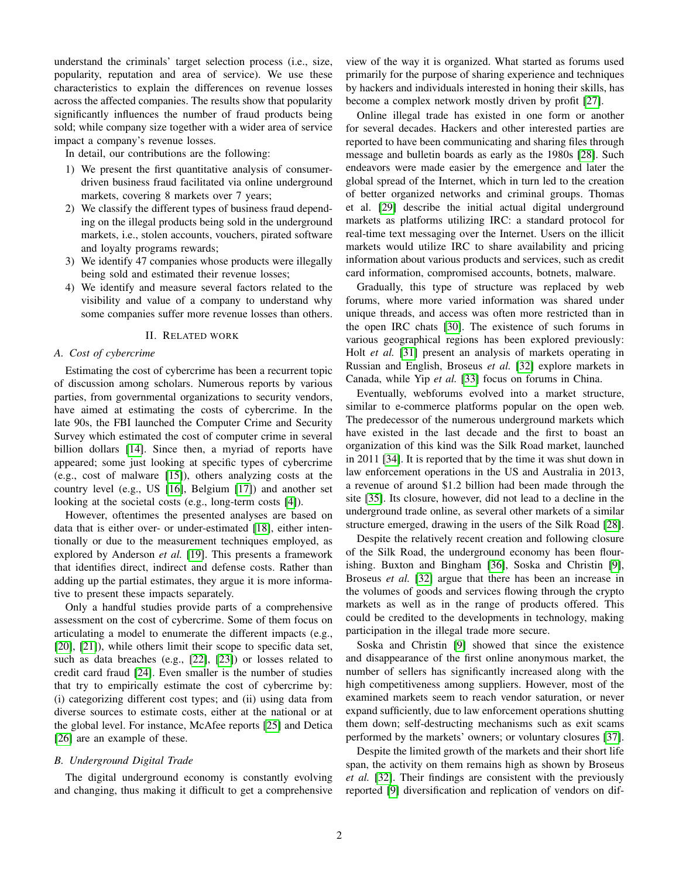understand the criminals' target selection process (i.e., size, popularity, reputation and area of service). We use these characteristics to explain the differences on revenue losses across the affected companies. The results show that popularity significantly influences the number of fraud products being sold; while company size together with a wider area of service impact a company's revenue losses.

In detail, our contributions are the following:

1) We present the first quantitative analysis of consumer-driven business fraud facilitated via online underground markets, covering 8 markets over 7 years;
2) We classify the different types of business fraud depending on the illegal products being sold in the underground markets, i.e., stolen accounts, vouchers, pirated software and loyalty programs rewards;
3) We identify 47 companies whose products were illegally being sold and estimated their revenue losses;
4) We identify and measure several factors related to the visibility and value of a company to understand why some companies suffer more revenue losses than others.

## II. Related work

### A. Cost of cybercrime

Estimating the cost of cybercrime has been a recurrent topic of discussion among scholars. Numerous reports by various parties, from governmental organizations to security vendors, have aimed at estimating the costs of cybercrime. In the late 90s, the FBI launched the Computer Crime and Security Survey which estimated the cost of computer crime in several billion dollars [14]. Since then, a myriad of reports have appeared; some just looking at specific types of cybercrime (e.g., cost of malware [15]), others analyzing costs at the country level (e.g., US [16], Belgium [17]) and another set looking at the societal costs (e.g., long-term costs [4]).

However, oftentimes the presented analyses are based on data that is either over- or under-estimated [18], either intentionally or due to the measurement techniques employed, as explored by Anderson *et al.* [19]. This presents a framework that identifies direct, indirect and defense costs. Rather than adding up the partial estimates, they argue it is more informative to present these impacts separately.

Only a handful studies provide parts of a comprehensive assessment on the cost of cybercrime. Some of them focus on articulating a model to enumerate the different impacts (e.g., [20], [21]), while others limit their scope to specific data set, such as data breaches (e.g., [22], [23]) or losses related to credit card fraud [24]. Even smaller is the number of studies that try to empirically estimate the cost of cybercrime by: (i) categorizing different cost types; and (ii) using data from diverse sources to estimate costs, either at the national or at the global level. For instance, McAfee reports [25] and Detica [26] are an example of these.

### B. Underground Digital Trade

The digital underground economy is constantly evolving and changing, thus making it difficult to get a comprehensive view of the way it is organized. What started as forums used primarily for the purpose of sharing experience and techniques by hackers and individuals interested in honing their skills, has become a complex network mostly driven by profit [27].

Online illegal trade has existed in one form or another for several decades. Hackers and other interested parties are reported to have been communicating and sharing files through message and bulletin boards as early as the 1980s [28]. Such endeavors were made easier by the emergence and later the global spread of the Internet, which in turn led to the creation of better organized networks and criminal groups. Thomas et al. [29] describe the initial actual digital underground markets as platforms utilizing IRC: a standard protocol for real-time text messaging over the Internet. Users on the illicit markets would utilize IRC to share availability and pricing information about various products and services, such as credit card information, compromised accounts, botnets, malware.

Gradually, this type of structure was replaced by web forums, where more varied information was shared under unique threads, and access was often more restricted than in the open IRC chats [30]. The existence of such forums in various geographical regions has been explored previously: Holt *et al.* [31] present an analysis of markets operating in Russian and English, Broseus *et al.* [32] explore markets in Canada, while Yip *et al.* [33] focus on forums in China.

Eventually, webforums evolved into a market structure, similar to e-commerce platforms popular on the open web. The predecessor of the numerous underground markets which have existed in the last decade and the first to boast an organization of this kind was the Silk Road market, launched in 2011 [34]. It is reported that by the time it was shut down in law enforcement operations in the US and Australia in 2013, a revenue of around $1.2 billion had been made through the site [35]. Its closure, however, did not lead to a decline in the underground trade online, as several other markets of a similar structure emerged, drawing in the users of the Silk Road [28].

Despite the relatively recent creation and following closure of the Silk Road, the underground economy has been flourishing. Buxton and Bingham [36], Soska and Christin [9], Broseus *et al.* [32] argue that there has been an increase in the volumes of goods and services flowing through the crypto markets as well as in the range of products offered. This could be credited to the developments in technology, making participation in the illegal trade more secure.

Soska and Christin [9] showed that since the existence and disappearance of the first online anonymous market, the number of sellers has significantly increased along with the high competitiveness among suppliers. However, most of the examined markets seem to reach vendor saturation, or never expand sufficiently, due to law enforcement operations shutting them down; self-destructing mechanisms such as exit scams performed by the markets' owners; or voluntary closures [37].

Despite the limited growth of the markets and their short life span, the activity on them remains high as shown by Broseus *et al.* [32]. Their findings are consistent with the previously reported [9] diversification and replication of vendors on dif-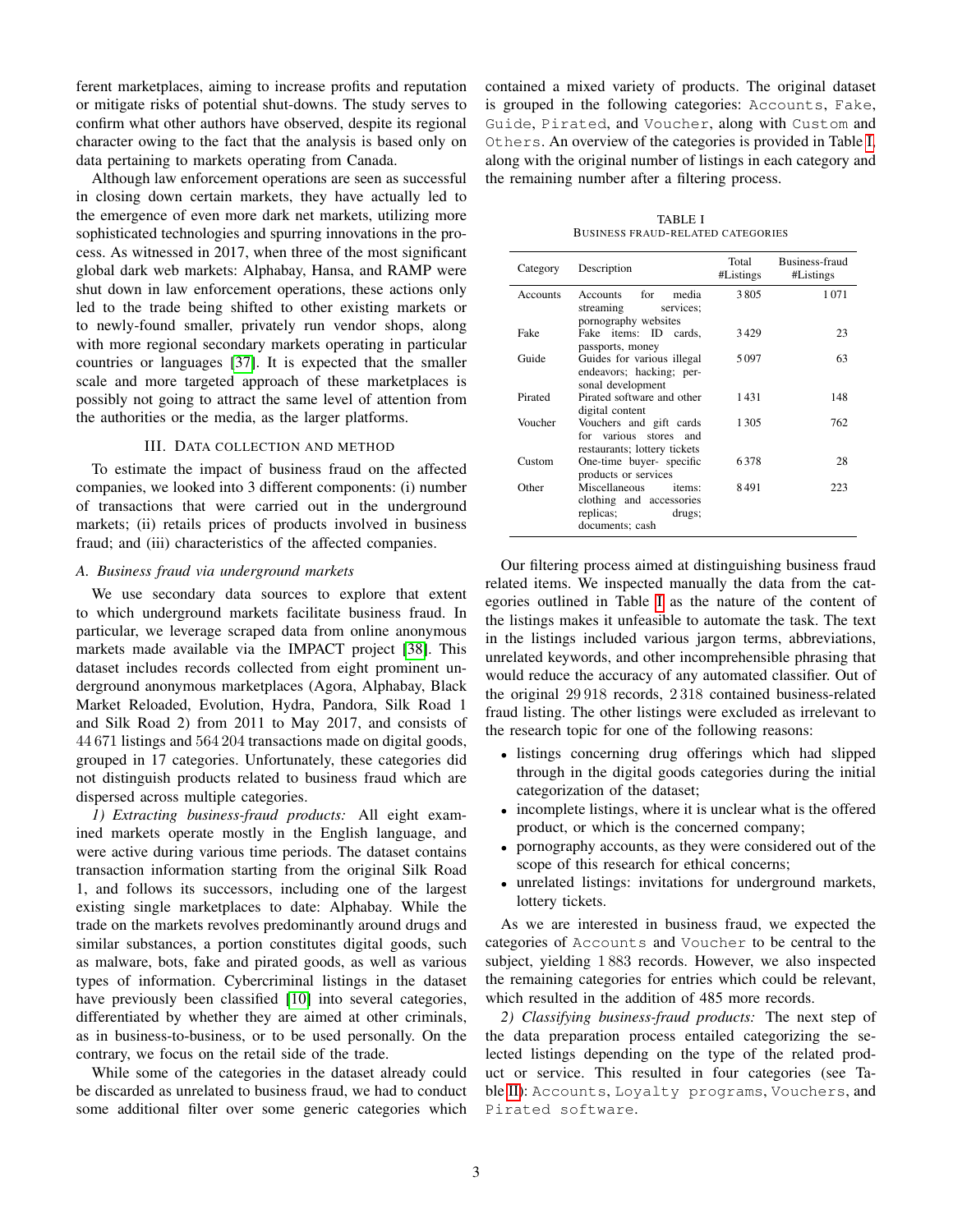ferent marketplaces, aiming to increase profits and reputation or mitigate risks of potential shut-downs. The study serves to confirm what other authors have observed, despite its regional character owing to the fact that the analysis is based only on data pertaining to markets operating from Canada.

Although law enforcement operations are seen as successful in closing down certain markets, they have actually led to the emergence of even more dark net markets, utilizing more sophisticated technologies and spurring innovations in the process. As witnessed in 2017, when three of the most significant global dark web markets: Alphabay, Hansa, and RAMP were shut down in law enforcement operations, these actions only led to the trade being shifted to other existing markets or to newly-found smaller, privately run vendor shops, along with more regional secondary markets operating in particular countries or languages [37]. It is expected that the smaller scale and more targeted approach of these marketplaces is possibly not going to attract the same level of attention from the authorities or the media, as the larger platforms.

## III. Data collection and method

To estimate the impact of business fraud on the affected companies, we looked into 3 different components: (i) number of transactions that were carried out in the underground markets; (ii) retails prices of products involved in business fraud; and (iii) characteristics of the affected companies.

### A. Business fraud via underground markets

We use secondary data sources to explore that extent to which underground markets facilitate business fraud. In particular, we leverage scraped data from online anonymous markets made available via the IMPACT project [38]. This dataset includes records collected from eight prominent underground anonymous marketplaces (Agora, Alphabay, Black Market Reloaded, Evolution, Hydra, Pandora, Silk Road 1 and Silk Road 2) from 2011 to May 2017, and consists of 44 671 listings and 564 204 transactions made on digital goods, grouped in 17 categories. Unfortunately, these categories did not distinguish products related to business fraud which are dispersed across multiple categories.

*1) Extracting business-fraud products:* All eight examined markets operate mostly in the English language, and were active during various time periods. The dataset contains transaction information starting from the original Silk Road 1, and follows its successors, including one of the largest existing single marketplaces to date: Alphabay. While the trade on the markets revolves predominantly around drugs and similar substances, a portion constitutes digital goods, such as malware, bots, fake and pirated goods, as well as various types of information. Cybercriminal listings in the dataset have previously been classified [10] into several categories, differentiated by whether they are aimed at other criminals, as in business-to-business, or to be used personally. On the contrary, we focus on the retail side of the trade.

While some of the categories in the dataset already could be discarded as unrelated to business fraud, we had to conduct some additional filter over some generic categories which contained a mixed variety of products. The original dataset is grouped in the following categories: `Accounts`, `Fake`, `Guide`, `Pirated`, and `Voucher`, along with `Custom` and `Others`. An overview of the categories is provided in Table I, along with the original number of listings in each category and the remaining number after a filtering process.

TABLE I
Business fraud-related categories

| Category | Description | Total #Listings | Business-fraud #Listings |
|---|---|---|---|
| Accounts | Accounts for media streaming services; pornography websites | 3 805 | 1 071 |
| Fake | Fake items: ID cards, passports, money | 3 429 | 23 |
| Guide | Guides for various illegal endeavors; hacking; personal development | 5 097 | 63 |
| Pirated | Pirated software and other digital content | 1 431 | 148 |
| Voucher | Vouchers and gift cards for various stores and restaurants; lottery tickets | 1 305 | 762 |
| Custom | One-time buyer- specific products or services | 6 378 | 28 |
| Other | Miscellaneous items: clothing and accessories replicas; drugs; documents; cash | 8 491 | 223 |

Our filtering process aimed at distinguishing business fraud related items. We inspected manually the data from the categories outlined in Table I as the nature of the content of the listings makes it unfeasible to automate the task. The text in the listings included various jargon terms, abbreviations, unrelated keywords, and other incomprehensible phrasing that would reduce the accuracy of any automated classifier. Out of the original 29 918 records, 2 318 contained business-related fraud listing. The other listings were excluded as irrelevant to the research topic for one of the following reasons:

- listings concerning drug offerings which had slipped through in the digital goods categories during the initial categorization of the dataset;
- incomplete listings, where it is unclear what is the offered product, or which is the concerned company;
- pornography accounts, as they were considered out of the scope of this research for ethical concerns;
- unrelated listings: invitations for underground markets, lottery tickets.

As we are interested in business fraud, we expected the categories of `Accounts` and `Voucher` to be central to the subject, yielding 1 883 records. However, we also inspected the remaining categories for entries which could be relevant, which resulted in the addition of 485 more records.

*2) Classifying business-fraud products:* The next step of the data preparation process entailed categorizing the selected listings depending on the type of the related product or service. This resulted in four categories (see Table II): `Accounts`, `Loyalty programs`, `Vouchers`, and `Pirated software`.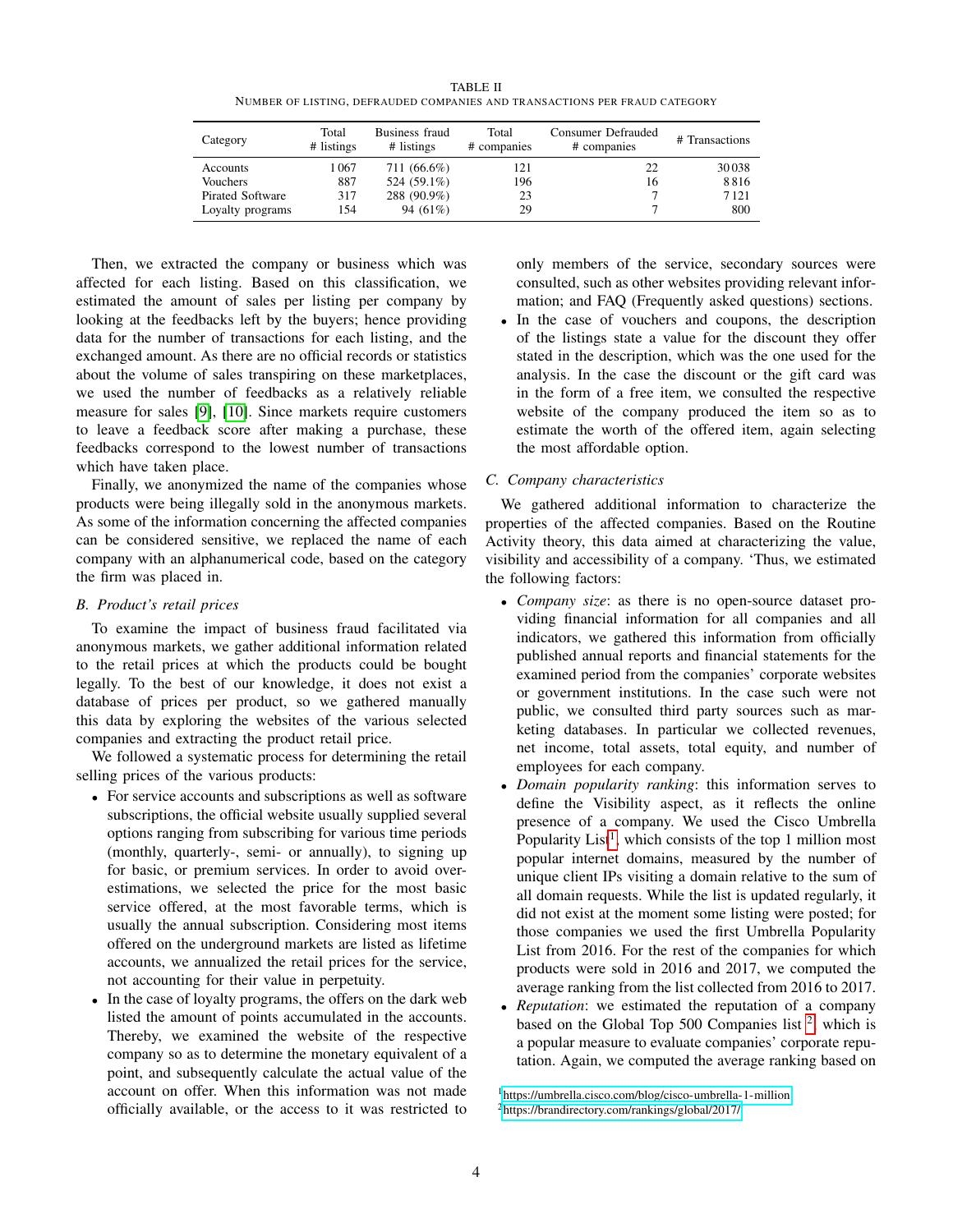TABLE II
NUMBER OF LISTING, DEFRAUDED COMPANIES AND TRANSACTIONS PER FRAUD CATEGORY

| Category | Total # listings | Business fraud # listings | Total # companies | Consumer Defrauded # companies | # Transactions |
|---|---|---|---|---|---|
| Accounts | 1 067 | 711 (66.6%) | 121 | 22 | 30 038 |
| Vouchers | 887 | 524 (59.1%) | 196 | 16 | 8 816 |
| Pirated Software | 317 | 288 (90.9%) | 23 | 7 | 7 121 |
| Loyalty programs | 154 | 94 (61%) | 29 | 7 | 800 |

Then, we extracted the company or business which was affected for each listing. Based on this classification, we estimated the amount of sales per listing per company by looking at the feedbacks left by the buyers; hence providing data for the number of transactions for each listing, and the exchanged amount. As there are no official records or statistics about the volume of sales transpiring on these marketplaces, we used the number of feedbacks as a relatively reliable measure for sales [9], [10]. Since markets require customers to leave a feedback score after making a purchase, these feedbacks correspond to the lowest number of transactions which have taken place.

Finally, we anonymized the name of the companies whose products were being illegally sold in the anonymous markets. As some of the information concerning the affected companies can be considered sensitive, we replaced the name of each company with an alphanumerical code, based on the category the firm was placed in.

### B. Product's retail prices

To examine the impact of business fraud facilitated via anonymous markets, we gather additional information related to the retail prices at which the products could be bought legally. To the best of our knowledge, it does not exist a database of prices per product, so we gathered manually this data by exploring the websites of the various selected companies and extracting the product retail price.

We followed a systematic process for determining the retail selling prices of the various products:

- For service accounts and subscriptions as well as software subscriptions, the official website usually supplied several options ranging from subscribing for various time periods (monthly, quarterly-, semi- or annually), to signing up for basic, or premium services. In order to avoid overestimations, we selected the price for the most basic service offered, at the most favorable terms, which is usually the annual subscription. Considering most items offered on the underground markets are listed as lifetime accounts, we annualized the retail prices for the service, not accounting for their value in perpetuity.
- In the case of loyalty programs, the offers on the dark web listed the amount of points accumulated in the accounts. Thereby, we examined the website of the respective company so as to determine the monetary equivalent of a point, and subsequently calculate the actual value of the account on offer. When this information was not made officially available, or the access to it was restricted to only members of the service, secondary sources were consulted, such as other websites providing relevant information; and FAQ (Frequently asked questions) sections.
- In the case of vouchers and coupons, the description of the listings state a value for the discount they offer stated in the description, which was the one used for the analysis. In the case the discount or the gift card was in the form of a free item, we consulted the respective website of the company produced the item so as to estimate the worth of the offered item, again selecting the most affordable option.

### C. Company characteristics

We gathered additional information to characterize the properties of the affected companies. Based on the Routine Activity theory, this data aimed at characterizing the value, visibility and accessibility of a company. 'Thus, we estimated the following factors:

- *Company size*: as there is no open-source dataset providing financial information for all companies and all indicators, we gathered this information from officially published annual reports and financial statements for the examined period from the companies' corporate websites or government institutions. In the case such were not public, we consulted third party sources such as marketing databases. In particular we collected revenues, net income, total assets, total equity, and number of employees for each company.
- *Domain popularity ranking*: this information serves to define the Visibility aspect, as it reflects the online presence of a company. We used the Cisco Umbrella Popularity List[1], which consists of the top 1 million most popular internet domains, measured by the number of unique client IPs visiting a domain relative to the sum of all domain requests. While the list is updated regularly, it did not exist at the moment some listing were posted; for those companies we used the first Umbrella Popularity List from 2016. For the rest of the companies for which products were sold in 2016 and 2017, we computed the average ranking from the list collected from 2016 to 2017.
- *Reputation*: we estimated the reputation of a company based on the Global Top 500 Companies list [2], which is a popular measure to evaluate companies' corporate reputation. Again, we computed the average ranking based on

[1] https://umbrella.cisco.com/blog/cisco-umbrella-1-million

[2] https://brandirectory.com/rankings/global/2017/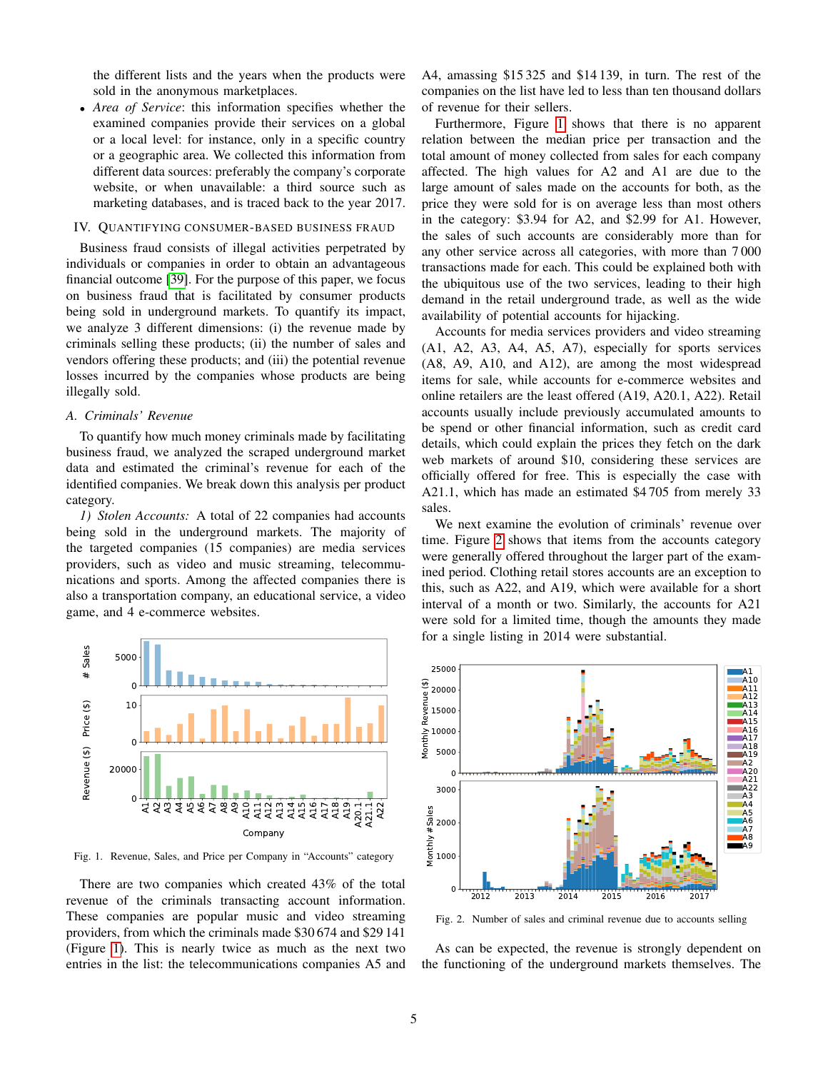the different lists and the years when the products were sold in the anonymous marketplaces.

- *Area of Service*: this information specifies whether the examined companies provide their services on a global or a local level: for instance, only in a specific country or a geographic area. We collected this information from different data sources: preferably the company's corporate website, or when unavailable: a third source such as marketing databases, and is traced back to the year 2017.

## IV. Quantifying Consumer-Based Business Fraud

Business fraud consists of illegal activities perpetrated by individuals or companies in order to obtain an advantageous financial outcome [39]. For the purpose of this paper, we focus on business fraud that is facilitated by consumer products being sold in underground markets. To quantify its impact, we analyze 3 different dimensions: (i) the revenue made by criminals selling these products; (ii) the number of sales and vendors offering these products; and (iii) the potential revenue losses incurred by the companies whose products are being illegally sold.

### A. Criminals' Revenue

To quantify how much money criminals made by facilitating business fraud, we analyzed the scraped underground market data and estimated the criminal's revenue for each of the identified companies. We break down this analysis per product category.

*1) Stolen Accounts:* A total of 22 companies had accounts being sold in the underground markets. The majority of the targeted companies (15 companies) are media services providers, such as video and music streaming, telecommunications and sports. Among the affected companies there is also a transportation company, an educational service, a video game, and 4 e-commerce websites.

Fig. 1. Revenue, Sales, and Price per Company in "Accounts" category

There are two companies which created 43% of the total revenue of the criminals transacting account information. These companies are popular music and video streaming providers, from which the criminals made \$30 674 and \$29 141 (Figure 1). This is nearly twice as much as the next two entries in the list: the telecommunications companies A5 and A4, amassing \$15 325 and \$14 139, in turn. The rest of the companies on the list have led to less than ten thousand dollars of revenue for their sellers.

Furthermore, Figure 1 shows that there is no apparent relation between the median price per transaction and the total amount of money collected from sales for each company affected. The high values for A2 and A1 are due to the large amount of sales made on the accounts for both, as the price they were sold for is on average less than most others in the category: \$3.94 for A2, and \$2.99 for A1. However, the sales of such accounts are considerably more than for any other service across all categories, with more than 7 000 transactions made for each. This could be explained both with the ubiquitous use of the two services, leading to their high demand in the retail underground trade, as well as the wide availability of potential accounts for hijacking.

Accounts for media services providers and video streaming (A1, A2, A3, A4, A5, A7), especially for sports services (A8, A9, A10, and A12), are among the most widespread items for sale, while accounts for e-commerce websites and online retailers are the least offered (A19, A20.1, A22). Retail accounts usually include previously accumulated amounts to be spend or other financial information, such as credit card details, which could explain the prices they fetch on the dark web markets of around \$10, considering these services are officially offered for free. This is especially the case with A21.1, which has made an estimated \$4 705 from merely 33 sales.

We next examine the evolution of criminals' revenue over time. Figure 2 shows that items from the accounts category were generally offered throughout the larger part of the examined period. Clothing retail stores accounts are an exception to this, such as A22, and A19, which were available for a short interval of a month or two. Similarly, the accounts for A21 were sold for a limited time, though the amounts they made for a single listing in 2014 were substantial.

Fig. 2. Number of sales and criminal revenue due to accounts selling

As can be expected, the revenue is strongly dependent on the functioning of the underground markets themselves. The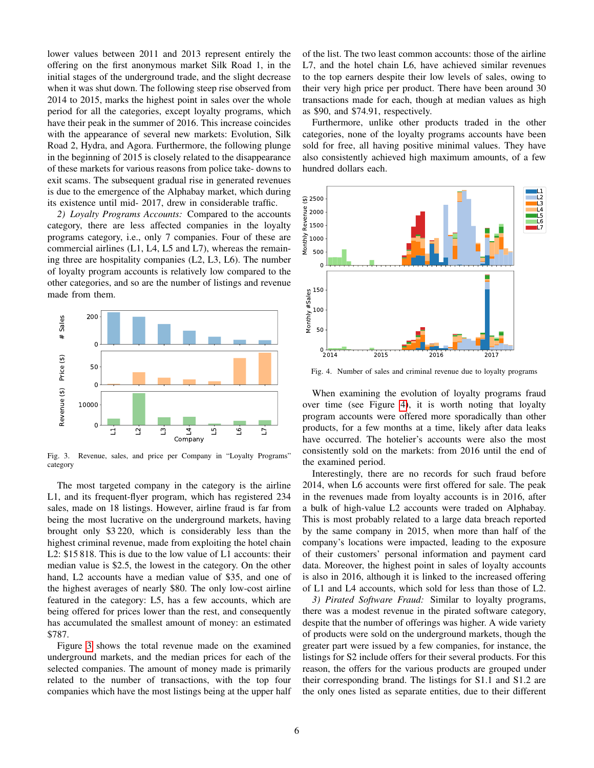lower values between 2011 and 2013 represent entirely the offering on the first anonymous market Silk Road 1, in the initial stages of the underground trade, and the slight decrease when it was shut down. The following steep rise observed from 2014 to 2015, marks the highest point in sales over the whole period for all the categories, except loyalty programs, which have their peak in the summer of 2016. This increase coincides with the appearance of several new markets: Evolution, Silk Road 2, Hydra, and Agora. Furthermore, the following plunge in the beginning of 2015 is closely related to the disappearance of these markets for various reasons from police take- downs to exit scams. The subsequent gradual rise in generated revenues is due to the emergence of the Alphabay market, which during its existence until mid- 2017, drew in considerable traffic.

*2) Loyalty Programs Accounts:* Compared to the accounts category, there are less affected companies in the loyalty programs category, i.e., only 7 companies. Four of these are commercial airlines (L1, L4, L5 and L7), whereas the remaining three are hospitality companies (L2, L3, L6). The number of loyalty program accounts is relatively low compared to the other categories, and so are the number of listings and revenue made from them.

Fig. 3. Revenue, sales, and price per Company in "Loyalty Programs" category

The most targeted company in the category is the airline L1, and its frequent-flyer program, which has registered 234 sales, made on 18 listings. However, airline fraud is far from being the most lucrative on the underground markets, having brought only $3 220, which is considerably less than the highest criminal revenue, made from exploiting the hotel chain L2: $15 818. This is due to the low value of L1 accounts: their median value is $2.5, the lowest in the category. On the other hand, L2 accounts have a median value of $35, and one of the highest averages of nearly $80. The only low-cost airline featured in the category: L5, has a few accounts, which are being offered for prices lower than the rest, and consequently has accumulated the smallest amount of money: an estimated $787.

Figure 3 shows the total revenue made on the examined underground markets, and the median prices for each of the selected companies. The amount of money made is primarily related to the number of transactions, with the top four companies which have the most listings being at the upper half of the list. The two least common accounts: those of the airline L7, and the hotel chain L6, have achieved similar revenues to the top earners despite their low levels of sales, owing to their very high price per product. There have been around 30 transactions made for each, though at median values as high as $90, and $74.91, respectively.

Furthermore, unlike other products traded in the other categories, none of the loyalty programs accounts have been sold for free, all having positive minimal values. They have also consistently achieved high maximum amounts, of a few hundred dollars each.

Fig. 4. Number of sales and criminal revenue due to loyalty programs

When examining the evolution of loyalty programs fraud over time (see Figure 4), it is worth noting that loyalty program accounts were offered more sporadically than other products, for a few months at a time, likely after data leaks have occurred. The hotelier's accounts were also the most consistently sold on the markets: from 2016 until the end of the examined period.

Interestingly, there are no records for such fraud before 2014, when L6 accounts were first offered for sale. The peak in the revenues made from loyalty accounts is in 2016, after a bulk of high-value L2 accounts were traded on Alphabay. This is most probably related to a large data breach reported by the same company in 2015, when more than half of the company's locations were impacted, leading to the exposure of their customers' personal information and payment card data. Moreover, the highest point in sales of loyalty accounts is also in 2016, although it is linked to the increased offering of L1 and L4 accounts, which sold for less than those of L2.

*3) Pirated Software Fraud:* Similar to loyalty programs, there was a modest revenue in the pirated software category, despite that the number of offerings was higher. A wide variety of products were sold on the underground markets, though the greater part were issued by a few companies, for instance, the listings for S2 include offers for their several products. For this reason, the offers for the various products are grouped under their corresponding brand. The listings for S1.1 and S1.2 are the only ones listed as separate entities, due to their different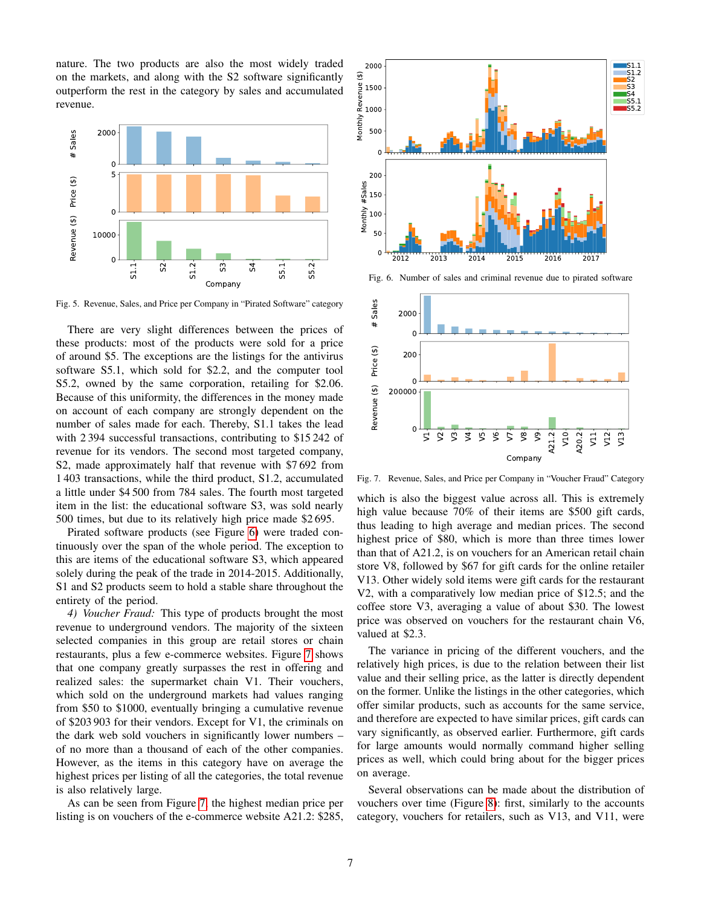nature. The two products are also the most widely traded on the markets, and along with the S2 software significantly outperform the rest in the category by sales and accumulated revenue.

Fig. 5. Revenue, Sales, and Price per Company in "Pirated Software" category

There are very slight differences between the prices of these products: most of the products were sold for a price of around \$5. The exceptions are the listings for the antivirus software S5.1, which sold for \$2.2, and the computer tool S5.2, owned by the same corporation, retailing for \$2.06. Because of this uniformity, the differences in the money made on account of each company are strongly dependent on the number of sales made for each. Thereby, S1.1 takes the lead with 2 394 successful transactions, contributing to \$15 242 of revenue for its vendors. The second most targeted company, S2, made approximately half that revenue with \$7 692 from 1 403 transactions, while the third product, S1.2, accumulated a little under \$4 500 from 784 sales. The fourth most targeted item in the list: the educational software S3, was sold nearly 500 times, but due to its relatively high price made \$2 695.

Pirated software products (see Figure 6) were traded continuously over the span of the whole period. The exception to this are items of the educational software S3, which appeared solely during the peak of the trade in 2014-2015. Additionally, S1 and S2 products seem to hold a stable share throughout the entirety of the period.

*4) Voucher Fraud:* This type of products brought the most revenue to underground vendors. The majority of the sixteen selected companies in this group are retail stores or chain restaurants, plus a few e-commerce websites. Figure 7 shows that one company greatly surpasses the rest in offering and realized sales: the supermarket chain V1. Their vouchers, which sold on the underground markets had values ranging from \$50 to \$1000, eventually bringing a cumulative revenue of \$203 903 for their vendors. Except for V1, the criminals on the dark web sold vouchers in significantly lower numbers – of no more than a thousand of each of the other companies. However, as the items in this category have on average the highest prices per listing of all the categories, the total revenue is also relatively large.

As can be seen from Figure 7, the highest median price per listing is on vouchers of the e-commerce website A21.2: \$285, which is also the biggest value across all. This is extremely high value because 70% of their items are \$500 gift cards, thus leading to high average and median prices. The second highest price of \$80, which is more than three times lower than that of A21.2, is on vouchers for an American retail chain store V8, followed by \$67 for gift cards for the online retailer V13. Other widely sold items were gift cards for the restaurant V2, with a comparatively low median price of \$12.5; and the coffee store V3, averaging a value of about \$30. The lowest price was observed on vouchers for the restaurant chain V6, valued at \$2.3.

Fig. 6. Number of sales and criminal revenue due to pirated software

Fig. 7. Revenue, Sales, and Price per Company in "Voucher Fraud" Category

The variance in pricing of the different vouchers, and the relatively high prices, is due to the relation between their list value and their selling price, as the latter is directly dependent on the former. Unlike the listings in the other categories, which offer similar products, such as accounts for the same service, and therefore are expected to have similar prices, gift cards can vary significantly, as observed earlier. Furthermore, gift cards for large amounts would normally command higher selling prices as well, which could bring about for the bigger prices on average.

Several observations can be made about the distribution of vouchers over time (Figure 8): first, similarly to the accounts category, vouchers for retailers, such as V13, and V11, were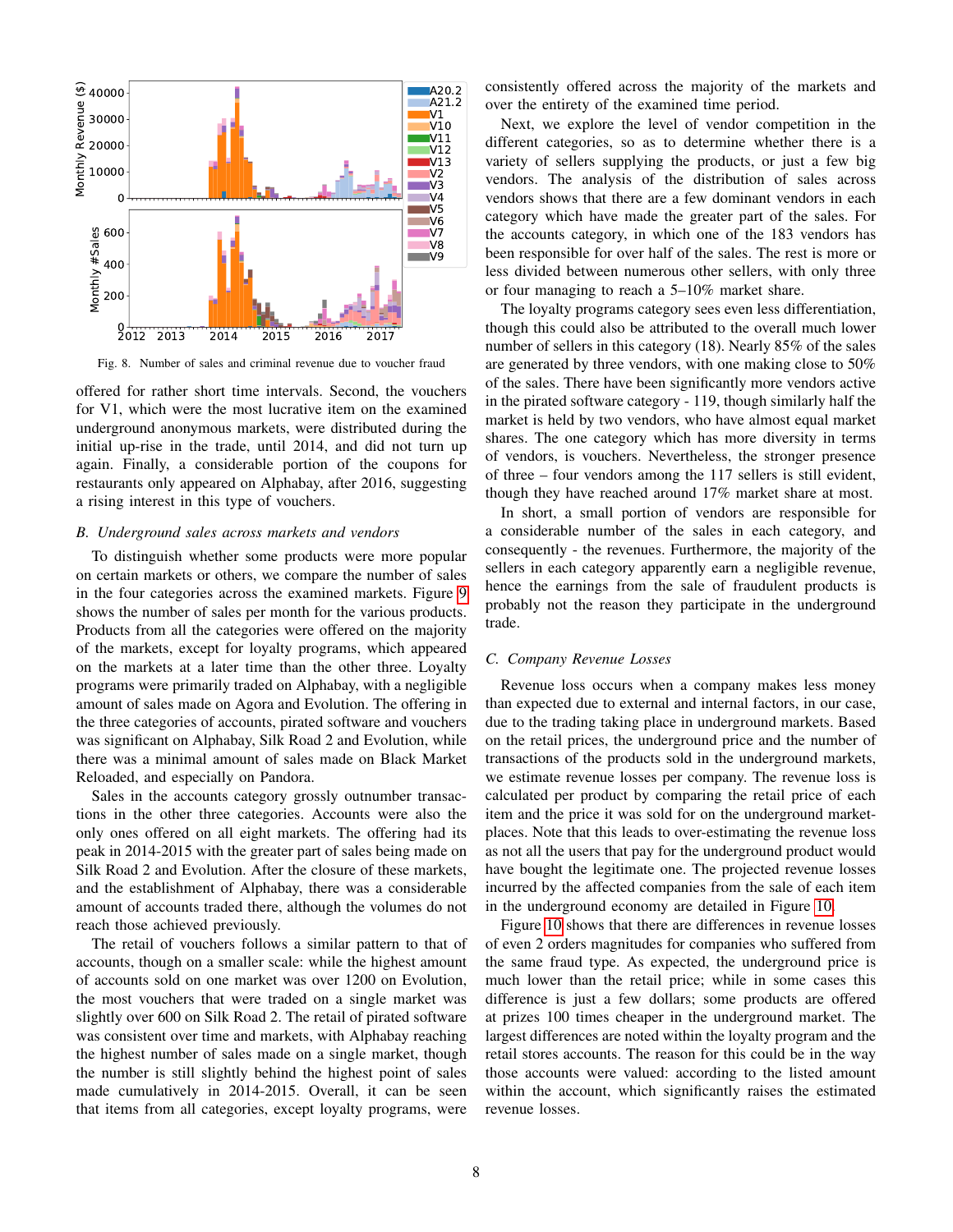Fig. 8. Number of sales and criminal revenue due to voucher fraud

offered for rather short time intervals. Second, the vouchers for V1, which were the most lucrative item on the examined underground anonymous markets, were distributed during the initial up-rise in the trade, until 2014, and did not turn up again. Finally, a considerable portion of the coupons for restaurants only appeared on Alphabay, after 2016, suggesting a rising interest in this type of vouchers.

## *B. Underground sales across markets and vendors*

To distinguish whether some products were more popular on certain markets or others, we compare the number of sales in the four categories across the examined markets. Figure 9 shows the number of sales per month for the various products. Products from all the categories were offered on the majority of the markets, except for loyalty programs, which appeared on the markets at a later time than the other three. Loyalty programs were primarily traded on Alphabay, with a negligible amount of sales made on Agora and Evolution. The offering in the three categories of accounts, pirated software and vouchers was significant on Alphabay, Silk Road 2 and Evolution, while there was a minimal amount of sales made on Black Market Reloaded, and especially on Pandora.

Sales in the accounts category grossly outnumber transactions in the other three categories. Accounts were also the only ones offered on all eight markets. The offering had its peak in 2014-2015 with the greater part of sales being made on Silk Road 2 and Evolution. After the closure of these markets, and the establishment of Alphabay, there was a considerable amount of accounts traded there, although the volumes do not reach those achieved previously.

The retail of vouchers follows a similar pattern to that of accounts, though on a smaller scale: while the highest amount of accounts sold on one market was over 1200 on Evolution, the most vouchers that were traded on a single market was slightly over 600 on Silk Road 2. The retail of pirated software was consistent over time and markets, with Alphabay reaching the highest number of sales made on a single market, though the number is still slightly behind the highest point of sales made cumulatively in 2014-2015. Overall, it can be seen that items from all categories, except loyalty programs, were consistently offered across the majority of the markets and over the entirety of the examined time period.

Next, we explore the level of vendor competition in the different categories, so as to determine whether there is a variety of sellers supplying the products, or just a few big vendors. The analysis of the distribution of sales across vendors shows that there are a few dominant vendors in each category which have made the greater part of the sales. For the accounts category, in which one of the 183 vendors has been responsible for over half of the sales. The rest is more or less divided between numerous other sellers, with only three or four managing to reach a 5–10% market share.

The loyalty programs category sees even less differentiation, though this could also be attributed to the overall much lower number of sellers in this category (18). Nearly 85% of the sales are generated by three vendors, with one making close to 50% of the sales. There have been significantly more vendors active in the pirated software category - 119, though similarly half the market is held by two vendors, who have almost equal market shares. The one category which has more diversity in terms of vendors, is vouchers. Nevertheless, the stronger presence of three – four vendors among the 117 sellers is still evident, though they have reached around 17% market share at most.

In short, a small portion of vendors are responsible for a considerable number of the sales in each category, and consequently - the revenues. Furthermore, the majority of the sellers in each category apparently earn a negligible revenue, hence the earnings from the sale of fraudulent products is probably not the reason they participate in the underground trade.

## *C. Company Revenue Losses*

Revenue loss occurs when a company makes less money than expected due to external and internal factors, in our case, due to the trading taking place in underground markets. Based on the retail prices, the underground price and the number of transactions of the products sold in the underground marketplaces, we estimate revenue losses per company. The revenue loss is calculated per product by comparing the retail price of each item and the price it was sold for on the underground marketplaces. Note that this leads to over-estimating the revenue loss as not all the users that pay for the underground product would have bought the legitimate one. The projected revenue losses incurred by the affected companies from the sale of each item in the underground economy are detailed in Figure 10.

Figure 10 shows that there are differences in revenue losses of even 2 orders magnitudes for companies who suffered from the same fraud type. As expected, the underground price is much lower than the retail price; while in some cases this difference is just a few dollars; some products are offered at prizes 100 times cheaper in the underground market. The largest differences are noted within the loyalty program and the retail stores accounts. The reason for this could be in the way those accounts were valued: according to the listed amount within the account, which significantly raises the estimated revenue losses.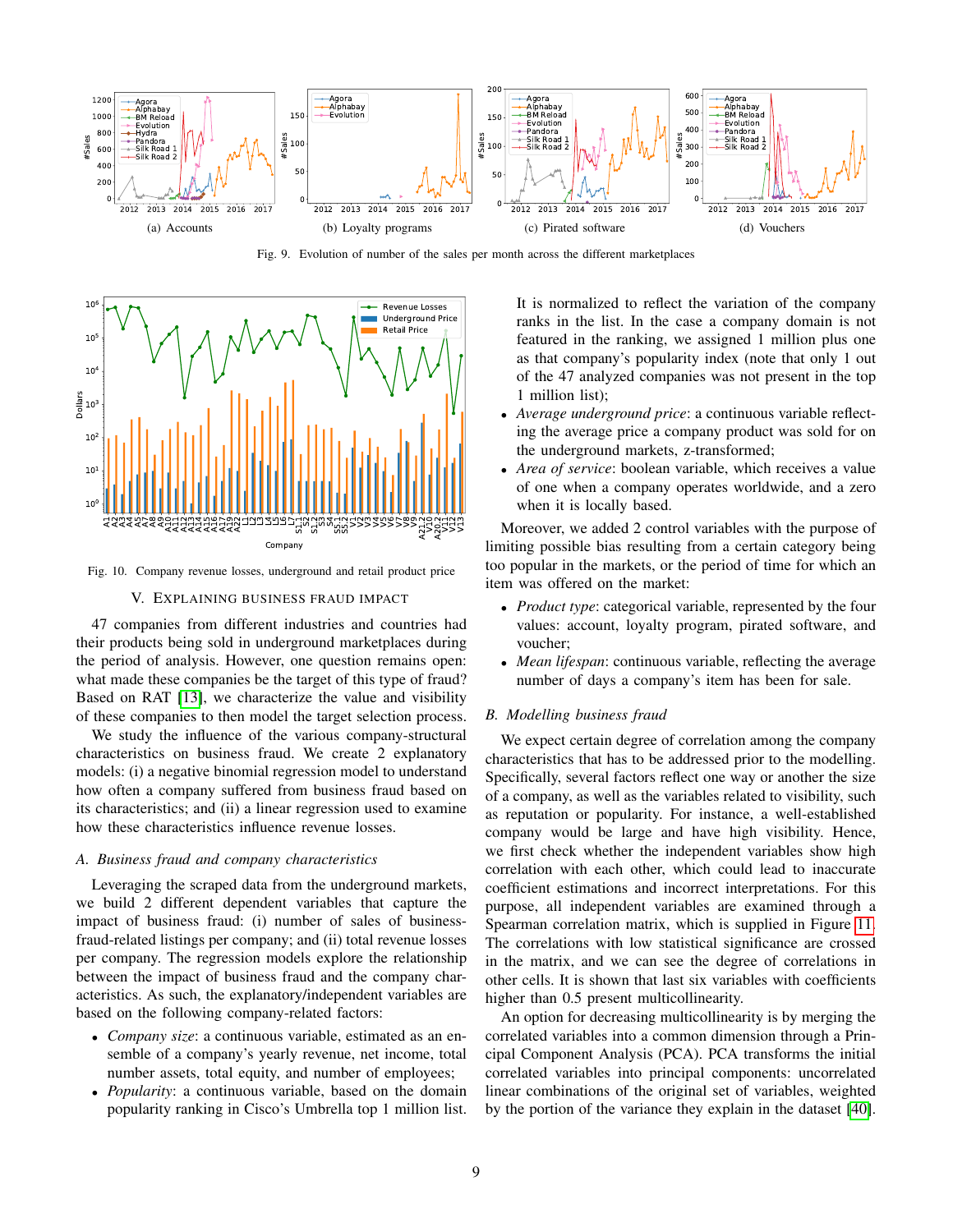(a) Accounts

(b) Loyalty programs

(c) Pirated software

(d) Vouchers

Fig. 9. Evolution of number of the sales per month across the different marketplaces

Fig. 10. Company revenue losses, underground and retail product price

## V. EXPLAINING BUSINESS FRAUD IMPACT

47 companies from different industries and countries had their products being sold in underground marketplaces during the period of analysis. However, one question remains open: what made these companies be the target of this type of fraud? Based on RAT [13], we characterize the value and visibility of these companies to then model the target selection process.

We study the influence of the various company-structural characteristics on business fraud. We create 2 explanatory models: (i) a negative binomial regression model to understand how often a company suffered from business fraud based on its characteristics; and (ii) a linear regression used to examine how these characteristics influence revenue losses.

### A. Business fraud and company characteristics

Leveraging the scraped data from the underground markets, we build 2 different dependent variables that capture the impact of business fraud: (i) number of sales of business-fraud-related listings per company; and (ii) total revenue losses per company. The regression models explore the relationship between the impact of business fraud and the company characteristics. As such, the explanatory/independent variables are based on the following company-related factors:

- *Company size*: a continuous variable, estimated as an ensemble of a company's yearly revenue, net income, total number assets, total equity, and number of employees;
- *Popularity*: a continuous variable, based on the domain popularity ranking in Cisco's Umbrella top 1 million list. It is normalized to reflect the variation of the company ranks in the list. In the case a company domain is not featured in the ranking, we assigned 1 million plus one as that company's popularity index (note that only 1 out of the 47 analyzed companies was not present in the top 1 million list);
- *Average underground price*: a continuous variable reflecting the average price a company product was sold for on the underground markets, z-transformed;
- *Area of service*: boolean variable, which receives a value of one when a company operates worldwide, and a zero when it is locally based.

Moreover, we added 2 control variables with the purpose of limiting possible bias resulting from a certain category being too popular in the markets, or the period of time for which an item was offered on the market:

- *Product type*: categorical variable, represented by the four values: account, loyalty program, pirated software, and voucher;
- *Mean lifespan*: continuous variable, reflecting the average number of days a company's item has been for sale.

### B. Modelling business fraud

We expect certain degree of correlation among the company characteristics that has to be addressed prior to the modelling. Specifically, several factors reflect one way or another the size of a company, as well as the variables related to visibility, such as reputation or popularity. For instance, a well-established company would be large and have high visibility. Hence, we first check whether the independent variables show high correlation with each other, which could lead to inaccurate coefficient estimations and incorrect interpretations. For this purpose, all independent variables are examined through a Spearman correlation matrix, which is supplied in Figure 11. The correlations with low statistical significance are crossed in the matrix, and we can see the degree of correlations in other cells. It is shown that last six variables with coefficients higher than 0.5 present multicollinearity.

An option for decreasing multicollinearity is by merging the correlated variables into a common dimension through a Principal Component Analysis (PCA). PCA transforms the initial correlated variables into principal components: uncorrelated linear combinations of the original set of variables, weighted by the portion of the variance they explain in the dataset [40].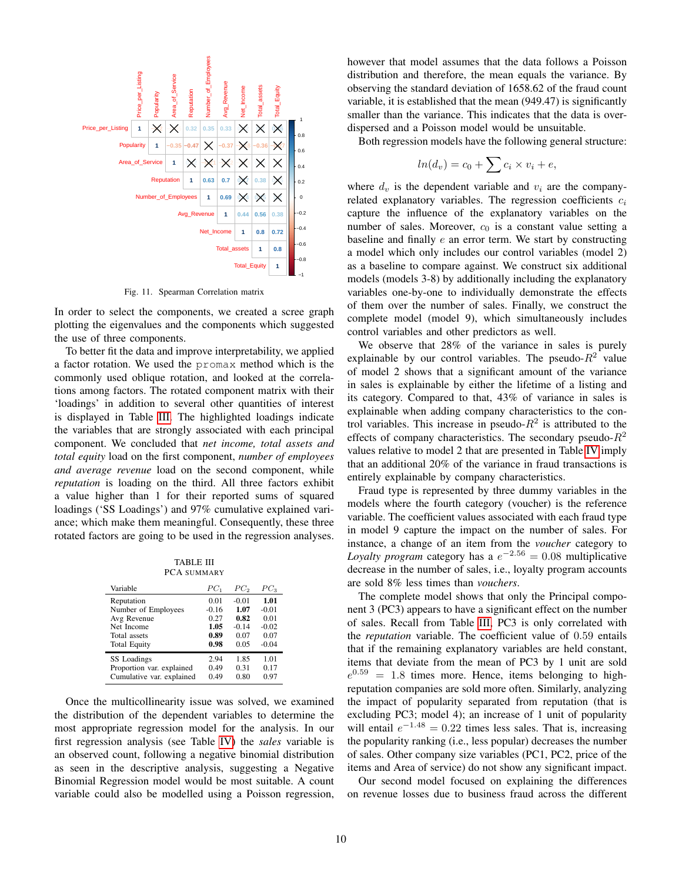Fig. 11. Spearman Correlation matrix

In order to select the components, we created a scree graph plotting the eigenvalues and the components which suggested the use of three components.

To better fit the data and improve interpretability, we applied a factor rotation. We used the `promax` method which is the commonly used oblique rotation, and looked at the correlations among factors. The rotated component matrix with their 'loadings' in addition to several other quantities of interest is displayed in Table III. The highlighted loadings indicate the variables that are strongly associated with each principal component. We concluded that *net income, total assets and total equity* load on the first component, *number of employees and average revenue* load on the second component, while *reputation* is loading on the third. All three factors exhibit a value higher than 1 for their reported sums of squared loadings ('SS Loadings') and 97% cumulative explained variance; which make them meaningful. Consequently, these three rotated factors are going to be used in the regression analyses.

TABLE III
PCA SUMMARY

| Variable | $PC_1$ | $PC_2$ | $PC_3$ |
|---|---|---|---|
| Reputation | 0.01 | -0.01 | **1.01** |
| Number of Employees | -0.16 | **1.07** | -0.01 |
| Avg Revenue | 0.27 | **0.82** | 0.01 |
| Net Income | **1.05** | -0.14 | -0.02 |
| Total assets | **0.89** | 0.07 | 0.07 |
| Total Equity | **0.98** | 0.05 | -0.04 |
| SS Loadings | 2.94 | 1.85 | 1.01 |
| Proportion var. explained | 0.49 | 0.31 | 0.17 |
| Cumulative var. explained | 0.49 | 0.80 | 0.97 |

Once the multicollinearity issue was solved, we examined the distribution of the dependent variables to determine the most appropriate regression model for the analysis. In our first regression analysis (see Table IV) the *sales* variable is an observed count, following a negative binomial distribution as seen in the descriptive analysis, suggesting a Negative Binomial Regression model would be most suitable. A count variable could also be modelled using a Poisson regression, however that model assumes that the data follows a Poisson distribution and therefore, the mean equals the variance. By observing the standard deviation of 1658.62 of the fraud count variable, it is established that the mean (949.47) is significantly smaller than the variance. This indicates that the data is over-dispersed and a Poisson model would be unsuitable.

Both regression models have the following general structure:

$$ln(d_v) = c_0 + \sum c_i \times v_i + e,$$

where $d_v$ is the dependent variable and $v_i$ are the company-related explanatory variables. The regression coefficients $c_i$ capture the influence of the explanatory variables on the number of sales. Moreover, $c_0$ is a constant value setting a baseline and finally $e$ an error term. We start by constructing a model which only includes our control variables (model 2) as a baseline to compare against. We construct six additional models (models 3-8) by additionally including the explanatory variables one-by-one to individually demonstrate the effects of them over the number of sales. Finally, we construct the complete model (model 9), which simultaneously includes control variables and other predictors as well.

We observe that 28% of the variance in sales is purely explainable by our control variables. The pseudo-$R^2$ value of model 2 shows that a significant amount of the variance in sales is explainable by either the lifetime of a listing and its category. Compared to that, 43% of variance in sales is explainable when adding company characteristics to the control variables. This increase in pseudo-$R^2$ is attributed to the effects of company characteristics. The secondary pseudo-$R^2$ values relative to model 2 that are presented in Table IV imply that an additional 20% of the variance in fraud transactions is entirely explainable by company characteristics.

Fraud type is represented by three dummy variables in the models where the fourth category (voucher) is the reference variable. The coefficient values associated with each fraud type in model 9 capture the impact on the number of sales. For instance, a change of an item from the *voucher* category to *Loyalty program* category has a $e^{-2.56} = 0.08$ multiplicative decrease in the number of sales, i.e., loyalty program accounts are sold 8% less times than *vouchers*.

The complete model shows that only the Principal component 3 (PC3) appears to have a significant effect on the number of sales. Recall from Table III, PC3 is only correlated with the *reputation* variable. The coefficient value of 0.59 entails that if the remaining explanatory variables are held constant, items that deviate from the mean of PC3 by 1 unit are sold $e^{0.59} = 1.8$ times more. Hence, items belonging to high-reputation companies are sold more often. Similarly, analyzing the impact of popularity separated from reputation (that is excluding PC3; model 4); an increase of 1 unit of popularity will entail $e^{-1.48} = 0.22$ times less sales. That is, increasing the popularity ranking (i.e., less popular) decreases the number of sales. Other company size variables (PC1, PC2, price of the items and Area of service) do not show any significant impact.

Our second model focused on explaining the differences on revenue losses due to business fraud across the different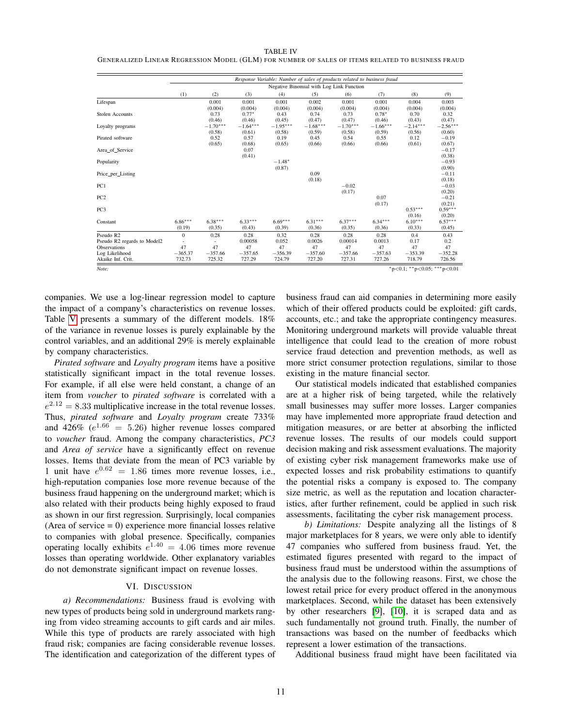TABLE IV
GENERALIZED LINEAR REGRESSION MODEL (GLM) FOR NUMBER OF SALES OF ITEMS RELATED TO BUSINESS FRAUD

| | *Response Variable: Number of sales of products related to business fraud* | | | | | | | | |
|---|---|---|---|---|---|---|---|---|---|
| | Negative Binomial with Log Link Function | | | | | | | | |
| | (1) | (2) | (3) | (4) | (5) | (6) | (7) | (8) | (9) |
| Lifespan | | 0.001 | 0.001 | 0.001 | 0.002 | 0.001 | 0.001 | 0.004 | 0.003 |
| | | (0.004) | (0.004) | (0.004) | (0.004) | (0.004) | (0.004) | (0.004) | (0.004) |
| Stolen Accounts | | 0.73 | $0.77^{*}$ | 0.43 | 0.74 | 0.73 | $0.78^{*}$ | 0.70 | 0.32 |
| | | (0.46) | (0.46) | (0.45) | (0.47) | (0.47) | (0.46) | (0.43) | (0.47) |
| Loyalty programs | | $-1.70^{***}$ | $-1.64^{***}$ | $-1.95^{***}$ | $-1.68^{***}$ | $-1.70^{***}$ | $-1.66^{***}$ | $-2.14^{***}$ | $-2.56^{***}$ |
| | | (0.58) | (0.61) | (0.58) | (0.59) | (0.58) | (0.59) | (0.56) | (0.60) |
| Pirated software | | 0.52 | 0.57 | 0.19 | 0.45 | 0.54 | 0.55 | 0.12 | $-0.19$ |
| | | (0.65) | (0.68) | (0.65) | (0.66) | (0.66) | (0.66) | (0.61) | (0.67) |
| Area_of_Service | | | 0.07 | | | | | | $-0.17$ |
| | | | (0.41) | | | | | | (0.38) |
| Popularity | | | | $-1.48^{*}$ | | | | | $-0.93$ |
| | | | | (0.87) | | | | | (0.90) |
| Price_per_Listing | | | | | 0.09 | | | | $-0.11$ |
| | | | | | (0.18) | | | | (0.18) |
| PC1 | | | | | | $-0.02$ | | | $-0.03$ |
| | | | | | | (0.17) | | | (0.20) |
| PC2 | | | | | | | 0.07 | | $-0.21$ |
| | | | | | | | (0.17) | | (0.21) |
| PC3 | | | | | | | | $0.53^{***}$ | $0.59^{***}$ |
| | | | | | | | | (0.16) | (0.20) |
| Constant | $6.86^{***}$ | $6.38^{***}$ | $6.33^{***}$ | $6.69^{***}$ | $6.31^{***}$ | $6.37^{***}$ | $6.34^{***}$ | $6.10^{***}$ | $6.57^{***}$ |
| | (0.19) | (0.35) | (0.43) | (0.39) | (0.36) | (0.35) | (0.36) | (0.33) | (0.45) |
| Pseudo R2 | 0 | 0.28 | 0.28 | 0.32 | 0.28 | 0.28 | 0.28 | 0.4 | 0.43 |
| Pseudo R2 regards to Model2 | - | - | 0.00058 | 0.052 | 0.0026 | 0.00014 | 0.0013 | 0.17 | 0.2 |
| Observations | 47 | 47 | 47 | 47 | 47 | 47 | 47 | 47 | 47 |
| Log Likelihood | $-365.37$ | $-357.66$ | $-357.65$ | $-356.39$ | $-357.60$ | $-357.66$ | $-357.63$ | $-353.39$ | $-352.28$ |
| Akaike Inf. Crit. | 732.73 | 725.32 | 727.29 | 724.79 | 727.20 | 727.31 | 727.26 | 718.79 | 726.56 |

*Note:* $^{*}$p<0.1; $^{**}$p<0.05; $^{***}$p<0.01

companies. We use a log-linear regression model to capture the impact of a company's characteristics on revenue losses. Table V presents a summary of the different models. 18% of the variance in revenue losses is purely explainable by the control variables, and an additional 29% is merely explainable by company characteristics.

*Pirated software* and *Loyalty program* items have a positive statistically significant impact in the total revenue losses. For example, if all else were held constant, a change of an item from *voucher* to *pirated software* is correlated with a $e^{2.12} = 8.33$ multiplicative increase in the total revenue losses. Thus, *pirated software* and *Loyalty program* create 733% and 426% ($e^{1.66} = 5.26$) higher revenue losses compared to *voucher* fraud. Among the company characteristics, *PC3* and *Area of service* have a significantly effect on revenue losses. Items that deviate from the mean of PC3 variable by 1 unit have $e^{0.62} = 1.86$ times more revenue losses, i.e., high-reputation companies lose more revenue because of the business fraud happening on the underground market; which is also related with their products being highly exposed to fraud as shown in our first regression. Surprisingly, local companies (Area of service = 0) experience more financial losses relative to companies with global presence. Specifically, companies operating locally exhibits $e^{1.40} = 4.06$ times more revenue losses than operating worldwide. Other explanatory variables do not demonstrate significant impact on revenue losses.

## VI. DISCUSSION

*a) Recommendations:* Business fraud is evolving with new types of products being sold in underground markets ranging from video streaming accounts to gift cards and air miles. While this type of products are rarely associated with high fraud risk; companies are facing considerable revenue losses. The identification and categorization of the different types of business fraud can aid companies in determining more easily which of their offered products could be exploited: gift cards, accounts, etc.; and take the appropriate contingency measures. Monitoring underground markets will provide valuable threat intelligence that could lead to the creation of more robust service fraud detection and prevention methods, as well as more strict consumer protection regulations, similar to those existing in the mature financial sector.

Our statistical models indicated that established companies are at a higher risk of being targeted, while the relatively small businesses may suffer more losses. Larger companies may have implemented more appropriate fraud detection and mitigation measures, or are better at absorbing the inflicted revenue losses. The results of our models could support decision making and risk assessment evaluations. The majority of existing cyber risk management frameworks make use of expected losses and risk probability estimations to quantify the potential risks a company is exposed to. The company size metric, as well as the reputation and location characteristics, after further refinement, could be applied in such risk assessments, facilitating the cyber risk management process.

*b) Limitations:* Despite analyzing all the listings of 8 major marketplaces for 8 years, we were only able to identify 47 companies who suffered from business fraud. Yet, the estimated figures presented with regard to the impact of business fraud must be understood within the assumptions of the analysis due to the following reasons. First, we chose the lowest retail price for every product offered in the anonymous marketplaces. Second, while the dataset has been extensively by other researchers [9], [10], it is scraped data and as such fundamentally not ground truth. Finally, the number of transactions was based on the number of feedbacks which represent a lower estimation of the transactions.

Additional business fraud might have been facilitated via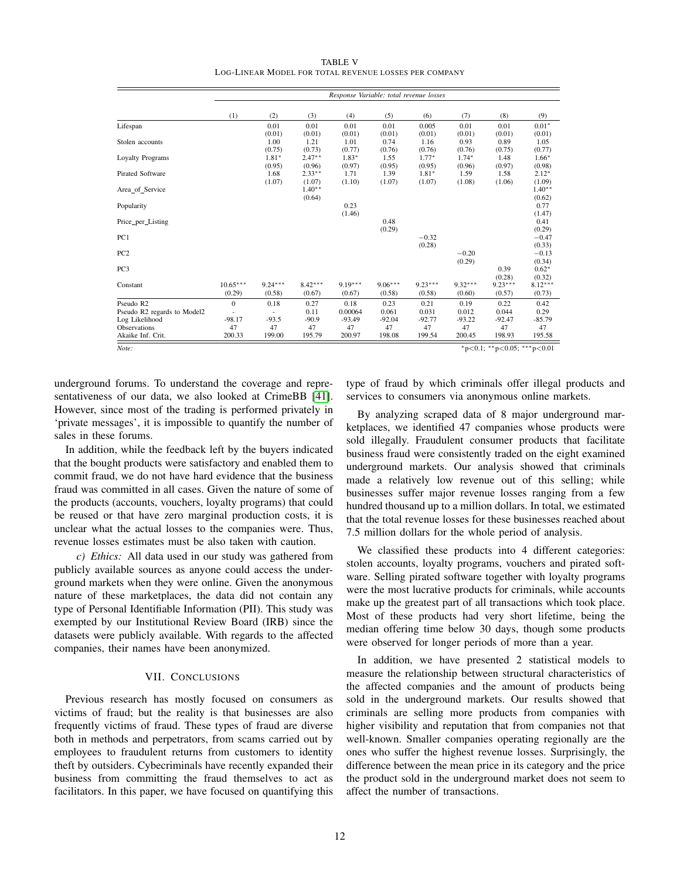TABLE V
LOG-LINEAR MODEL FOR TOTAL REVENUE LOSSES PER COMPANY

| | Response Variable: total revenue losses | | | | | | | | |
|---|---|---|---|---|---|---|---|---|---|
| | (1) | (2) | (3) | (4) | (5) | (6) | (7) | (8) | (9) |
| Lifespan | | 0.01 | 0.01 | 0.01 | 0.01 | 0.005 | 0.01 | 0.01 | 0.01* |
| | | (0.01) | (0.01) | (0.01) | (0.01) | (0.01) | (0.01) | (0.01) | (0.01) |
| Stolen accounts | | 1.00 | 1.21 | 1.01 | 0.74 | 1.16 | 0.93 | 0.89 | 1.05 |
| | | (0.75) | (0.73) | (0.77) | (0.76) | (0.76) | (0.76) | (0.75) | (0.77) |
| Loyalty Programs | | 1.81* | 2.47** | 1.83* | 1.55 | 1.77* | 1.74* | 1.48 | 1.66* |
| | | (0.95) | (0.96) | (0.97) | (0.95) | (0.95) | (0.96) | (0.97) | (0.98) |
| Pirated Software | | 1.68 | 2.33** | 1.71 | 1.39 | 1.81* | 1.59 | 1.58 | 2.12* |
| | | (1.07) | (1.07) | (1.10) | (1.07) | (1.07) | (1.08) | (1.06) | (1.09) |
| Area_of_Service | | | 1.40** | | | | | | 1.40** |
| | | | (0.64) | | | | | | (0.62) |
| Popularity | | | | 0.23 | | | | | 0.77 |
| | | | | (1.46) | | | | | (1.47) |
| Price_per_Listing | | | | | 0.48 | | | | 0.41 |
| | | | | | (0.29) | | | | (0.29) |
| PC1 | | | | | | −0.32 | | | −0.47 |
| | | | | | | (0.28) | | | (0.33) |
| PC2 | | | | | | | −0.20 | | −0.13 |
| | | | | | | | (0.29) | | (0.34) |
| PC3 | | | | | | | | 0.39 | 0.62* |
| | | | | | | | | (0.28) | (0.32) |
| Constant | 10.65*** | 9.24*** | 8.42*** | 9.19*** | 9.06*** | 9.23*** | 9.32*** | 9.23*** | 8.12*** |
| | (0.29) | (0.58) | (0.67) | (0.67) | (0.58) | (0.58) | (0.60) | (0.57) | (0.73) |
| Pseudo R2 | 0 | 0.18 | 0.27 | 0.18 | 0.23 | 0.21 | 0.19 | 0.22 | 0.42 |
| Pseudo R2 regards to Model2 | - | - | 0.11 | 0.00064 | 0.061 | 0.031 | 0.012 | 0.044 | 0.29 |
| Log Likelihood | -98.17 | -93.5 | -90.9 | -93.49 | -92.04 | -92.77 | -93.22 | -92.47 | -85.79 |
| Observations | 47 | 47 | 47 | 47 | 47 | 47 | 47 | 47 | 47 |
| Akaike Inf. Crit. | 200.33 | 199.00 | 195.79 | 200.97 | 198.08 | 199.54 | 200.45 | 198.93 | 195.58 |

*Note:* *p<0.1; **p<0.05; ***p<0.01

underground forums. To understand the coverage and representativeness of our data, we also looked at CrimeBB [41]. However, since most of the trading is performed privately in 'private messages', it is impossible to quantify the number of sales in these forums.

In addition, while the feedback left by the buyers indicated that the bought products were satisfactory and enabled them to commit fraud, we do not have hard evidence that the business fraud was committed in all cases. Given the nature of some of the products (accounts, vouchers, loyalty programs) that could be reused or that have zero marginal production costs, it is unclear what the actual losses to the companies were. Thus, revenue losses estimates must be also taken with caution.

*c) Ethics:* All data used in our study was gathered from publicly available sources as anyone could access the underground markets when they were online. Given the anonymous nature of these marketplaces, the data did not contain any type of Personal Identifiable Information (PII). This study was exempted by our Institutional Review Board (IRB) since the datasets were publicly available. With regards to the affected companies, their names have been anonymized.

## VII. CONCLUSIONS

Previous research has mostly focused on consumers as victims of fraud; but the reality is that businesses are also frequently victims of fraud. These types of fraud are diverse both in methods and perpetrators, from scams carried out by employees to fraudulent returns from customers to identity theft by outsiders. Cybecriminals have recently expanded their business from committing the fraud themselves to act as facilitators. In this paper, we have focused on quantifying this type of fraud by which criminals offer illegal products and services to consumers via anonymous online markets.

By analyzing scraped data of 8 major underground marketplaces, we identified 47 companies whose products were sold illegally. Fraudulent consumer products that facilitate business fraud were consistently traded on the eight examined underground markets. Our analysis showed that criminals made a relatively low revenue out of this selling; while businesses suffer major revenue losses ranging from a few hundred thousand up to a million dollars. In total, we estimated that the total revenue losses for these businesses reached about 7.5 million dollars for the whole period of analysis.

We classified these products into 4 different categories: stolen accounts, loyalty programs, vouchers and pirated software. Selling pirated software together with loyalty programs were the most lucrative products for criminals, while accounts make up the greatest part of all transactions which took place. Most of these products had very short lifetime, being the median offering time below 30 days, though some products were observed for longer periods of more than a year.

In addition, we have presented 2 statistical models to measure the relationship between structural characteristics of the affected companies and the amount of products being sold in the underground markets. Our results showed that criminals are selling more products from companies with higher visibility and reputation that from companies not that well-known. Smaller companies operating regionally are the ones who suffer the highest revenue losses. Surprisingly, the difference between the mean price in its category and the price the product sold in the underground market does not seem to affect the number of transactions.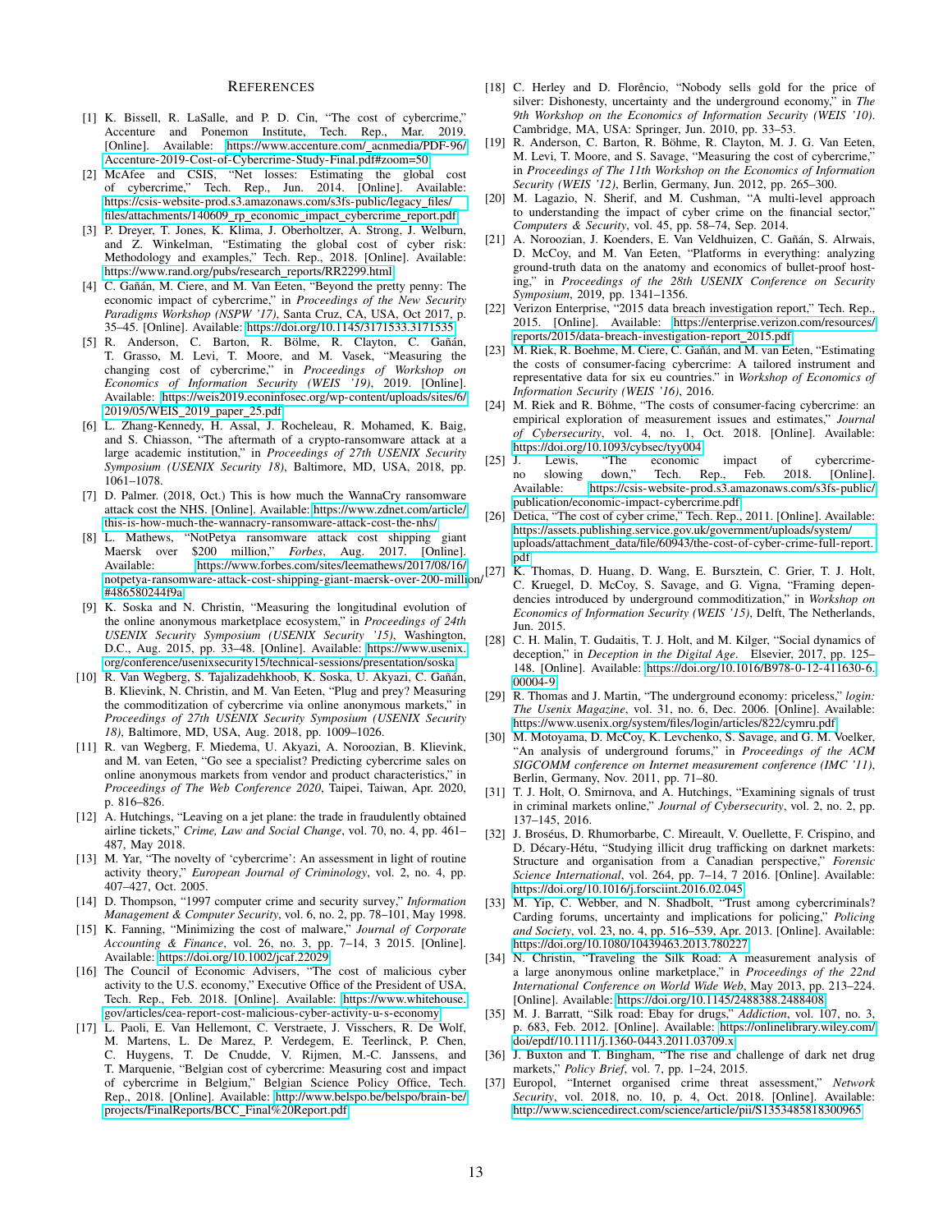# References

[1] K. Bissell, R. LaSalle, and P. D. Cin, "The cost of cybercrime," Accenture and Ponemon Institute, Tech. Rep., Mar. 2019. [Online]. Available: https://www.accenture.com/_acnmedia/PDF-96/Accenture-2019-Cost-of-Cybercrime-Study-Final.pdf#zoom=50

[2] McAfee and CSIS, "Net losses: Estimating the global cost of cybercrime," Tech. Rep., Jun. 2014. [Online]. Available: https://csis-website-prod.s3.amazonaws.com/s3fs-public/legacy_files/files/attachments/140609_rp_economic_impact_cybercrime_report.pdf

[3] P. Dreyer, T. Jones, K. Klima, J. Oberholtzer, A. Strong, J. Welburn, and Z. Winkelman, "Estimating the global cost of cyber risk: Methodology and examples," Tech. Rep., 2018. [Online]. Available: https://www.rand.org/pubs/research_reports/RR2299.html

[4] C. Gañán, M. Ciere, and M. Van Eeten, "Beyond the pretty penny: The economic impact of cybercrime," in *Proceedings of the New Security Paradigms Workshop (NSPW '17)*, Santa Cruz, CA, USA, Oct 2017, p. 35–45. [Online]. Available: https://doi.org/10.1145/3171533.3171535

[5] R. Anderson, C. Barton, R. Bölme, R. Clayton, C. Gañán, T. Grasso, M. Levi, T. Moore, and M. Vasek, "Measuring the changing cost of cybercrime," in *Proceedings of Workshop on Economics of Information Security (WEIS '19)*, 2019. [Online]. Available: https://weis2019.econinfosec.org/wp-content/uploads/sites/6/2019/05/WEIS_2019_paper_25.pdf

[6] L. Zhang-Kennedy, H. Assal, J. Rocheleau, R. Mohamed, K. Baig, and S. Chiasson, "The aftermath of a crypto-ransomware attack at a large academic institution," in *Proceedings of 27th USENIX Security Symposium (USENIX Security 18)*, Baltimore, MD, USA, 2018, pp. 1061–1078.

[7] D. Palmer. (2018, Oct.) This is how much the WannaCry ransomware attack cost the NHS. [Online]. Available: https://www.zdnet.com/article/this-is-how-much-the-wannacry-ransomware-attack-cost-the-nhs/

[8] L. Mathews, "NotPetya ransomware attack cost shipping giant Maersk over $200 million," *Forbes*, Aug. 2017. [Online]. Available: https://www.forbes.com/sites/leemathews/2017/08/16/notpetya-ransomware-attack-cost-shipping-giant-maersk-over-200-million/#486580244f9a

[9] K. Soska and N. Christin, "Measuring the longitudinal evolution of the online anonymous marketplace ecosystem," in *Proceedings of 24th USENIX Security Symposium (USENIX Security '15)*, Washington, D.C., Aug. 2015, pp. 33–48. [Online]. Available: https://www.usenix.org/conference/usenixsecurity15/technical-sessions/presentation/soska

[10] R. Van Wegberg, S. Tajalizadehkhoob, K. Soska, U. Akyazi, C. Gañán, B. Klievink, N. Christin, and M. Van Eeten, "Plug and prey? Measuring the commoditization of cybercrime via online anonymous markets," in *Proceedings of 27th USENIX Security Symposium (USENIX Security 18)*, Baltimore, MD, USA, Aug. 2018, pp. 1009–1026.

[11] R. van Wegberg, F. Miedema, U. Akyazi, A. Noroozian, B. Klievink, and M. van Eeten, "Go see a specialist? Predicting cybercrime sales on online anonymous markets from vendor and product characteristics," in *Proceedings of The Web Conference 2020*, Taipei, Taiwan, Apr. 2020, p. 816–826.

[12] A. Hutchings, "Leaving on a jet plane: the trade in fraudulently obtained airline tickets," *Crime, Law and Social Change*, vol. 70, no. 4, pp. 461–487, May 2018.

[13] M. Yar, "The novelty of 'cybercrime': An assessment in light of routine activity theory," *European Journal of Criminology*, vol. 2, no. 4, pp. 407–427, Oct. 2005.

[14] D. Thompson, "1997 computer crime and security survey," *Information Management & Computer Security*, vol. 6, no. 2, pp. 78–101, May 1998.

[15] K. Fanning, "Minimizing the cost of malware," *Journal of Corporate Accounting & Finance*, vol. 26, no. 3, pp. 7–14, 3 2015. [Online]. Available: https://doi.org/10.1002/jcaf.22029

[16] The Council of Economic Advisers, "The cost of malicious cyber activity to the U.S. economy," Executive Office of the President of USA, Tech. Rep., Feb. 2018. [Online]. Available: https://www.whitehouse.gov/articles/cea-report-cost-malicious-cyber-activity-u-s-economy

[17] L. Paoli, E. Van Hellemont, C. Verstraete, J. Visschers, R. De Wolf, M. Martens, L. De Marez, P. Verdegem, E. Teerlinck, P. Chen, C. Huygens, T. De Cnudde, V. Rijmen, M.-C. Janssens, and T. Marquenie, "Belgian cost of cybercrime: Measuring cost and impact of cybercrime in Belgium," Belgian Science Policy Office, Tech. Rep., 2018. [Online]. Available: http://www.belspo.be/belspo/brain-be/projects/FinalReports/BCC_Final%20Report.pdf

[18] C. Herley and D. Florêncio, "Nobody sells gold for the price of silver: Dishonesty, uncertainty and the underground economy," in *The 9th Workshop on the Economics of Information Security (WEIS '10)*. Cambridge, MA, USA: Springer, Jun. 2010, pp. 33–53.

[19] R. Anderson, C. Barton, R. Böhme, R. Clayton, M. J. G. Van Eeten, M. Levi, T. Moore, and S. Savage, "Measuring the cost of cybercrime," in *Proceedings of The 11th Workshop on the Economics of Information Security (WEIS '12)*, Berlin, Germany, Jun. 2012, pp. 265–300.

[20] M. Lagazio, N. Sherif, and M. Cushman, "A multi-level approach to understanding the impact of cyber crime on the financial sector," *Computers & Security*, vol. 45, pp. 58–74, Sep. 2014.

[21] A. Noroozian, J. Koenders, E. Van Veldhuizen, C. Gañán, S. Alrwais, D. McCoy, and M. Van Eeten, "Platforms in everything: analyzing ground-truth data on the anatomy and economics of bullet-proof hosting," in *Proceedings of the 28th USENIX Conference on Security Symposium*, 2019, pp. 1341–1356.

[22] Verizon Enterprise, "2015 data breach investigation report," Tech. Rep., 2015. [Online]. Available: https://enterprise.verizon.com/resources/reports/2015/data-breach-investigation-report_2015.pdf

[23] M. Riek, R. Boehme, M. Ciere, C. Gañán, and M. van Eeten, "Estimating the costs of consumer-facing cybercrime: A tailored instrument and representative data for six eu countries," in *Workshop of Economics of Information Security (WEIS '16)*, 2016.

[24] M. Riek and R. Böhme, "The costs of consumer-facing cybercrime: an empirical exploration of measurement issues and estimates," *Journal of Cybersecurity*, vol. 4, no. 1, Oct. 2018. [Online]. Available: https://doi.org/10.1093/cybsec/tyy004

[25] J. Lewis, "The economic impact of cybercrime-no slowing down," Tech. Rep., Feb. 2018. [Online]. Available: https://csis-website-prod.s3.amazonaws.com/s3fs-public/publication/economic-impact-cybercrime.pdf

[26] Detica, "The cost of cyber crime," Tech. Rep., 2011. [Online]. Available: https://assets.publishing.service.gov.uk/government/uploads/system/uploads/attachment_data/file/60943/the-cost-of-cyber-crime-full-report.pdf

[27] K. Thomas, D. Huang, D. Wang, E. Bursztein, C. Grier, T. J. Holt, C. Kruegel, D. McCoy, S. Savage, and G. Vigna, "Framing dependencies introduced by underground commoditization," in *Workshop on Economics of Information Security (WEIS '15)*, Delft, The Netherlands, Jun. 2015.

[28] C. H. Malin, T. Gudaitis, T. J. Holt, and M. Kilger, "Social dynamics of deception," in *Deception in the Digital Age*. Elsevier, 2017, pp. 125–148. [Online]. Available: https://doi.org/10.1016/B978-0-12-411630-6.00004-9

[29] R. Thomas and J. Martin, "The underground economy: priceless," *login: The Usenix Magazine*, vol. 31, no. 6, Dec. 2006. [Online]. Available: https://www.usenix.org/system/files/login/articles/822/cymru.pdf

[30] M. Motoyama, D. McCoy, K. Levchenko, S. Savage, and G. M. Voelker, "An analysis of underground forums," in *Proceedings of the ACM SIGCOMM conference on Internet measurement conference (IMC '11)*, Berlin, Germany, Nov. 2011, pp. 71–80.

[31] T. J. Holt, O. Smirnova, and A. Hutchings, "Examining signals of trust in criminal markets online," *Journal of Cybersecurity*, vol. 2, no. 2, pp. 137–145, 2016.

[32] J. Broséus, D. Rhumorbarbe, C. Mireault, V. Ouellette, F. Crispino, and D. Décary-Hétu, "Studying illicit drug trafficking on darknet markets: Structure and organisation from a Canadian perspective," *Forensic Science International*, vol. 264, pp. 7–14, 7 2016. [Online]. Available: https://doi.org/10.1016/j.forsciint.2016.02.045

[33] M. Yip, C. Webber, and N. Shadbolt, "Trust among cybercriminals? Carding forums, uncertainty and implications for policing," *Policing and Society*, vol. 23, no. 4, pp. 516–539, Apr. 2013. [Online]. Available: https://doi.org/10.1080/10439463.2013.780227

[34] N. Christin, "Traveling the Silk Road: A measurement analysis of a large anonymous online marketplace," in *Proceedings of the 22nd International Conference on World Wide Web*, May 2013, pp. 213–224. [Online]. Available: https://doi.org/10.1145/2488388.2488408

[35] M. J. Barratt, "Silk road: Ebay for drugs," *Addiction*, vol. 107, no. 3, p. 683, Feb. 2012. [Online]. Available: https://onlinelibrary.wiley.com/doi/epdf/10.1111/j.1360-0443.2011.03709.x

[36] J. Buxton and T. Bingham, "The rise and challenge of dark net drug markets," *Policy Brief*, vol. 7, pp. 1–24, 2015.

[37] Europol, "Internet organised crime threat assessment," *Network Security*, vol. 2018, no. 10, p. 4, Oct. 2018. [Online]. Available: http://www.sciencedirect.com/science/article/pii/S1353485818300965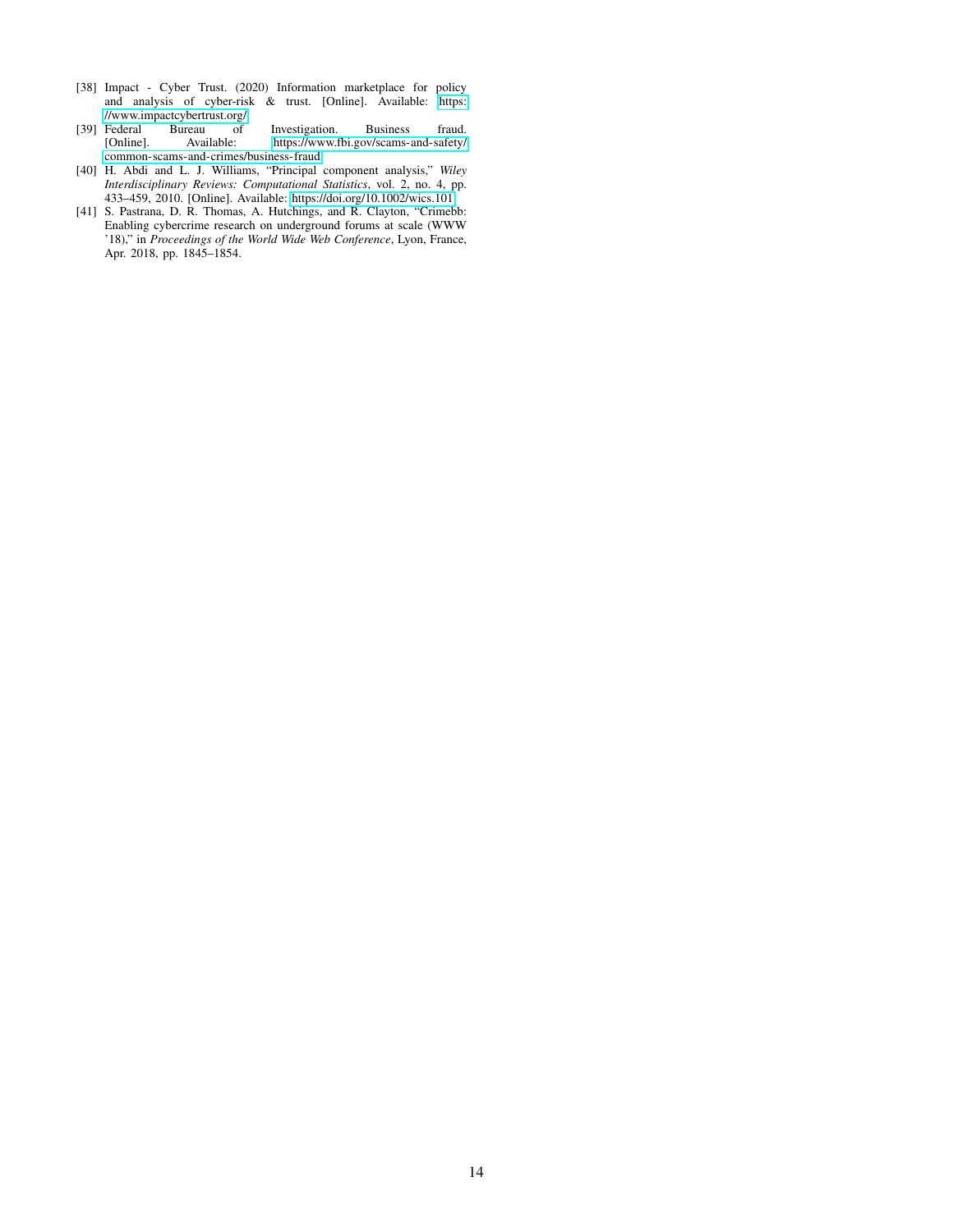[38] Impact - Cyber Trust. (2020) Information marketplace for policy and analysis of cyber-risk & trust. [Online]. Available: https://www.impactcybertrust.org/

[39] Federal Bureau of Investigation. Business fraud. [Online]. Available: https://www.fbi.gov/scams-and-safety/common-scams-and-crimes/business-fraud

[40] H. Abdi and L. J. Williams, "Principal component analysis," *Wiley Interdisciplinary Reviews: Computational Statistics*, vol. 2, no. 4, pp. 433–459, 2010. [Online]. Available: https://doi.org/10.1002/wics.101

[41] S. Pastrana, D. R. Thomas, A. Hutchings, and R. Clayton, "Crimebb: Enabling cybercrime research on underground forums at scale (WWW '18)," in *Proceedings of the World Wide Web Conference*, Lyon, France, Apr. 2018, pp. 1845–1854.